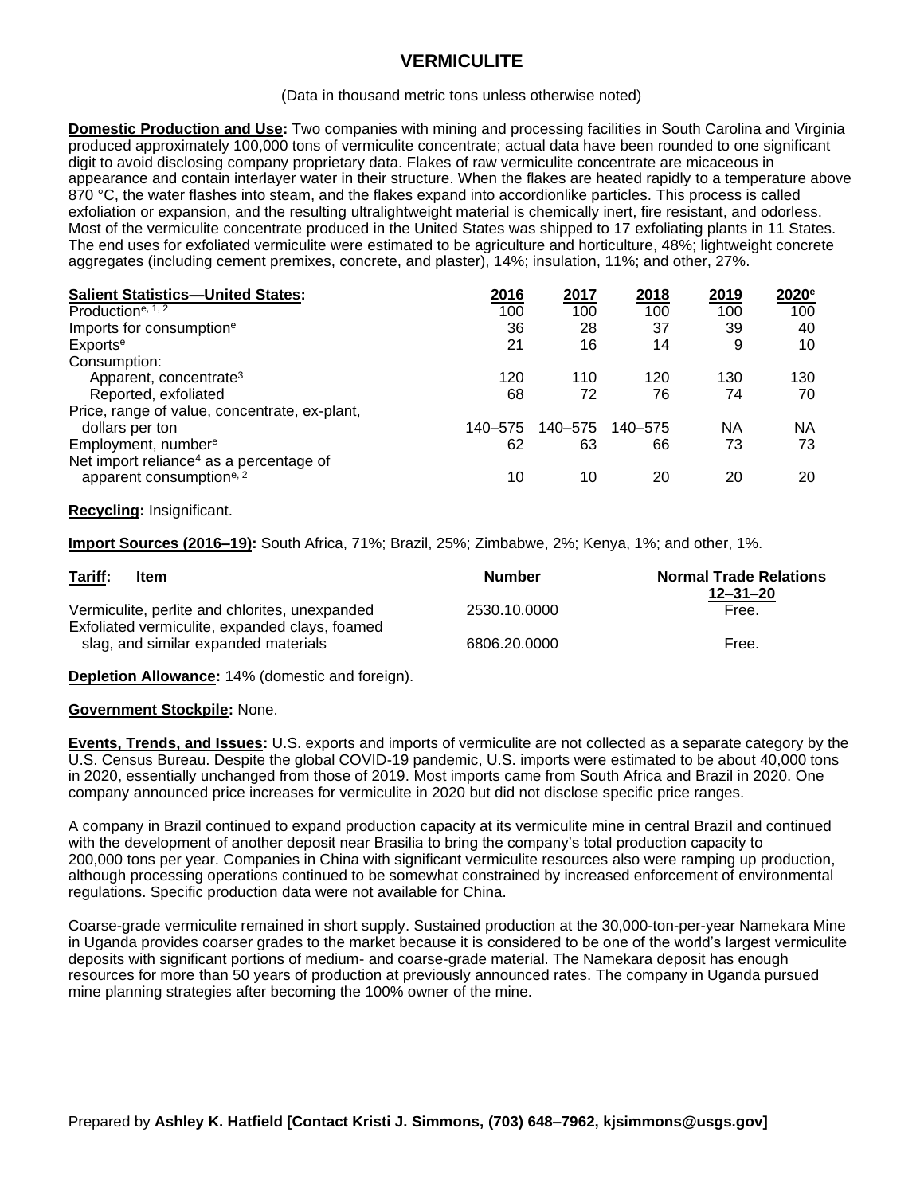# VERMICULITE

(Data in thousand metric tons unless otherwise noted)

**Domestic Production and Use:** Two companies with mining and processing facilities in South Carolina and Virginia produced approximately 100,000 tons of vermiculite concentrate; actual data have been rounded to one significant digit to avoid disclosing company proprietary data. Flakes of raw vermiculite concentrate are micaceous in appearance and contain interlayer water in their structure. When the flakes are heated rapidly to a temperature above 870 °C, the water flashes into steam, and the flakes expand into accordionlike particles. This process is called exfoliation or expansion, and the resulting ultralightweight material is chemically inert, fire resistant, and odorless. Most of the vermiculite concentrate produced in the United States was shipped to 17 exfoliating plants in 11 States. The end uses for exfoliated vermiculite were estimated to be agriculture and horticulture, 48%; lightweight concrete aggregates (including cement premixes, concrete, and plaster), 14%; insulation, 11%; and other, 27%.

| **Salient Statistics—United States:** | 2016 | 2017 | 2018 | 2019 | 2020[e] |
|---|---|---|---|---|---|
| Production[e, 1, 2] | 100 | 100 | 100 | 100 | 100 |
| Imports for consumption[e] | 36 | 28 | 37 | 39 | 40 |
| Exports[e] | 21 | 16 | 14 | 9 | 10 |
| Consumption: | | | | | |
| Apparent, concentrate[3] | 120 | 110 | 120 | 130 | 130 |
| Reported, exfoliated | 68 | 72 | 76 | 74 | 70 |
| Price, range of value, concentrate, ex-plant, dollars per ton | 140–575 | 140–575 | 140–575 | NA | NA |
| Employment, number[e] | 62 | 63 | 66 | 73 | 73 |
| Net import reliance[4] as a percentage of apparent consumption[e, 2] | 10 | 10 | 20 | 20 | 20 |

**Recycling:** Insignificant.

**Import Sources (2016–19):** South Africa, 71%; Brazil, 25%; Zimbabwe, 2%; Kenya, 1%; and other, 1%.

| **Tariff:** Item | Number | Normal Trade Relations 12–31–20 |
|---|---|---|
| Vermiculite, perlite and chlorites, unexpanded | 2530.10.0000 | Free. |
| Exfoliated vermiculite, expanded clays, foamed slag, and similar expanded materials | 6806.20.0000 | Free. |

**Depletion Allowance:** 14% (domestic and foreign).

**Government Stockpile:** None.

**Events, Trends, and Issues:** U.S. exports and imports of vermiculite are not collected as a separate category by the U.S. Census Bureau. Despite the global COVID-19 pandemic, U.S. imports were estimated to be about 40,000 tons in 2020, essentially unchanged from those of 2019. Most imports came from South Africa and Brazil in 2020. One company announced price increases for vermiculite in 2020 but did not disclose specific price ranges.

A company in Brazil continued to expand production capacity at its vermiculite mine in central Brazil and continued with the development of another deposit near Brasilia to bring the company's total production capacity to 200,000 tons per year. Companies in China with significant vermiculite resources also were ramping up production, although processing operations continued to be somewhat constrained by increased enforcement of environmental regulations. Specific production data were not available for China.

Coarse-grade vermiculite remained in short supply. Sustained production at the 30,000-ton-per-year Namekara Mine in Uganda provides coarser grades to the market because it is considered to be one of the world's largest vermiculite deposits with significant portions of medium- and coarse-grade material. The Namekara deposit has enough resources for more than 50 years of production at previously announced rates. The company in Uganda pursued mine planning strategies after becoming the 100% owner of the mine.

Prepared by **Ashley K. Hatfield [Contact Kristi J. Simmons, (703) 648–7962, kjsimmons@usgs.gov]**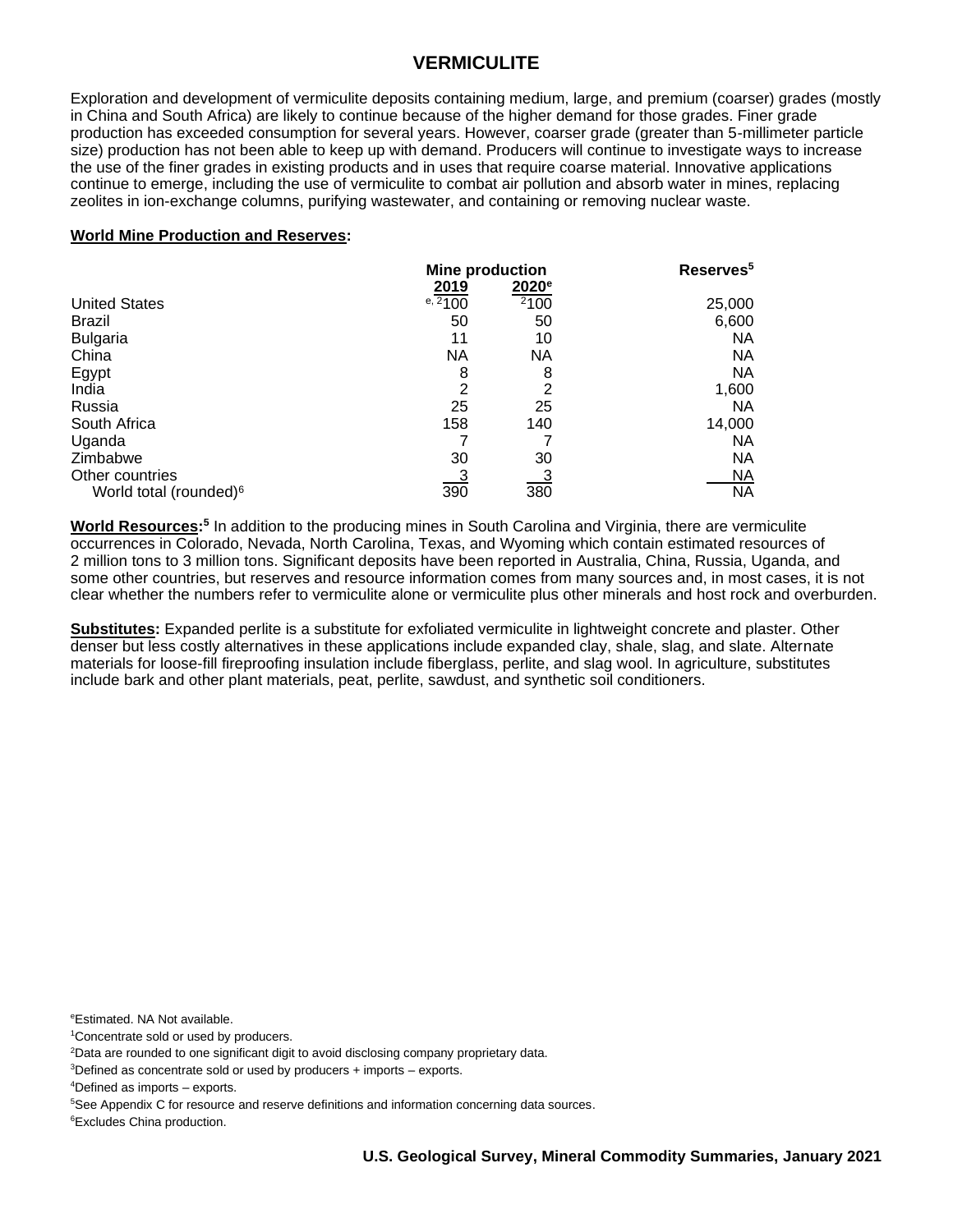# VERMICULITE

Exploration and development of vermiculite deposits containing medium, large, and premium (coarser) grades (mostly in China and South Africa) are likely to continue because of the higher demand for those grades. Finer grade production has exceeded consumption for several years. However, coarser grade (greater than 5-millimeter particle size) production has not been able to keep up with demand. Producers will continue to investigate ways to increase the use of the finer grades in existing products and in uses that require coarse material. Innovative applications continue to emerge, including the use of vermiculite to combat air pollution and absorb water in mines, replacing zeolites in ion-exchange columns, purifying wastewater, and containing or removing nuclear waste.

**World Mine Production and Reserves:**

| | Mine production | | Reserves[5] |
|---|---|---|---|
| | 2019 | 2020[e] | |
| United States | [e, 2]100 | [2]100 | 25,000 |
| Brazil | 50 | 50 | 6,600 |
| Bulgaria | 11 | 10 | NA |
| China | NA | NA | NA |
| Egypt | 8 | 8 | NA |
| India | 2 | 2 | 1,600 |
| Russia | 25 | 25 | NA |
| South Africa | 158 | 140 | 14,000 |
| Uganda | 7 | 7 | NA |
| Zimbabwe | 30 | 30 | NA |
| Other countries | 3 | 3 | NA |
| World total (rounded)[6] | 390 | 380 | NA |

**World Resources:**[5] In addition to the producing mines in South Carolina and Virginia, there are vermiculite occurrences in Colorado, Nevada, North Carolina, Texas, and Wyoming which contain estimated resources of 2 million tons to 3 million tons. Significant deposits have been reported in Australia, China, Russia, Uganda, and some other countries, but reserves and resource information comes from many sources and, in most cases, it is not clear whether the numbers refer to vermiculite alone or vermiculite plus other minerals and host rock and overburden.

**Substitutes:** Expanded perlite is a substitute for exfoliated vermiculite in lightweight concrete and plaster. Other denser but less costly alternatives in these applications include expanded clay, shale, slag, and slate. Alternate materials for loose-fill fireproofing insulation include fiberglass, perlite, and slag wool. In agriculture, substitutes include bark and other plant materials, peat, perlite, sawdust, and synthetic soil conditioners.

[e]Estimated. NA Not available.

[1]Concentrate sold or used by producers.

[2]Data are rounded to one significant digit to avoid disclosing company proprietary data.

[3]Defined as concentrate sold or used by producers + imports – exports.

[4]Defined as imports – exports.

[5]See Appendix C for resource and reserve definitions and information concerning data sources.

[6]Excludes China production.